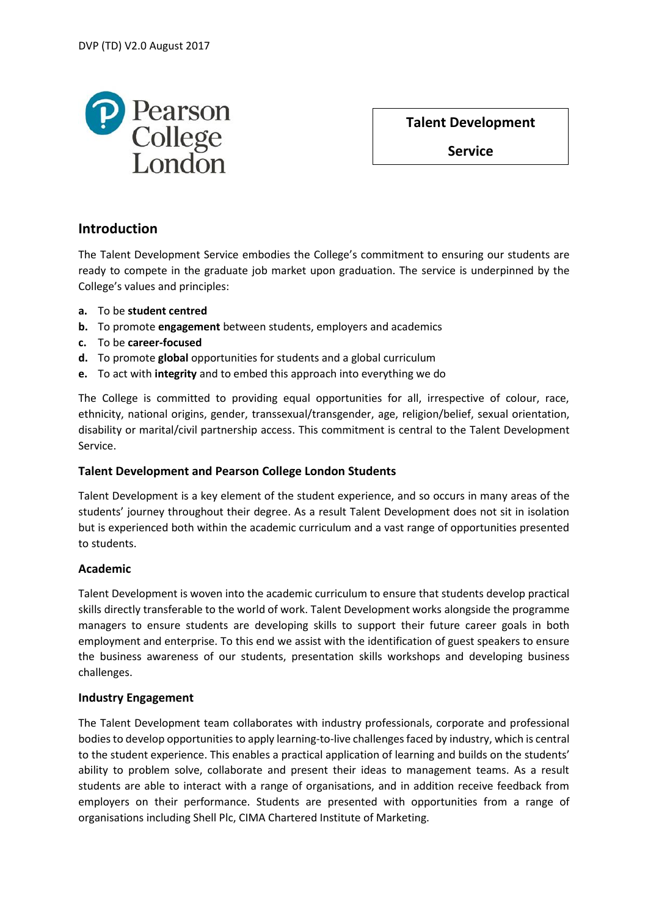# Talent Development Service

## Introduction

The Talent Development Service embodies the College's commitment to ensuring our students are ready to compete in the graduate job market upon graduation. The service is underpinned by the College's values and principles:

- **a.** To be **student centred**
- **b.** To promote **engagement** between students, employers and academics
- **c.** To be **career-focused**
- **d.** To promote **global** opportunities for students and a global curriculum
- **e.** To act with **integrity** and to embed this approach into everything we do

The College is committed to providing equal opportunities for all, irrespective of colour, race, ethnicity, national origins, gender, transsexual/transgender, age, religion/belief, sexual orientation, disability or marital/civil partnership access. This commitment is central to the Talent Development Service.

### Talent Development and Pearson College London Students

Talent Development is a key element of the student experience, and so occurs in many areas of the students' journey throughout their degree. As a result Talent Development does not sit in isolation but is experienced both within the academic curriculum and a vast range of opportunities presented to students.

### Academic

Talent Development is woven into the academic curriculum to ensure that students develop practical skills directly transferable to the world of work. Talent Development works alongside the programme managers to ensure students are developing skills to support their future career goals in both employment and enterprise. To this end we assist with the identification of guest speakers to ensure the business awareness of our students, presentation skills workshops and developing business challenges.

### Industry Engagement

The Talent Development team collaborates with industry professionals, corporate and professional bodies to develop opportunities to apply learning-to-live challenges faced by industry, which is central to the student experience. This enables a practical application of learning and builds on the students' ability to problem solve, collaborate and present their ideas to management teams. As a result students are able to interact with a range of organisations, and in addition receive feedback from employers on their performance. Students are presented with opportunities from a range of organisations including Shell Plc, CIMA Chartered Institute of Marketing.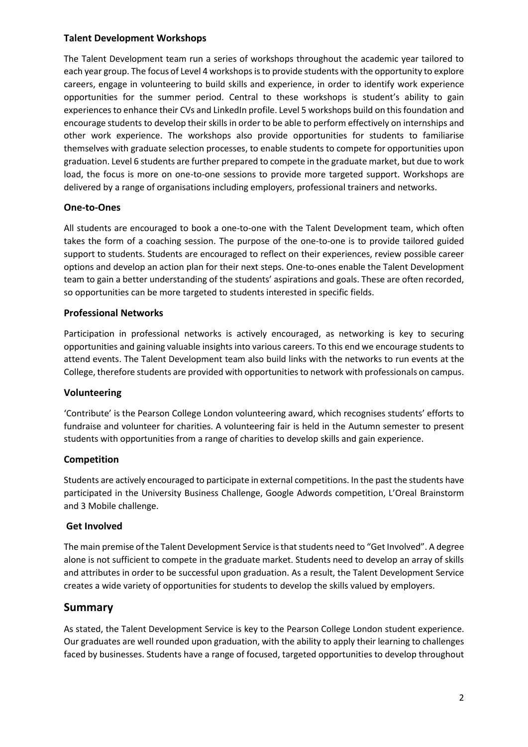### Talent Development Workshops

The Talent Development team run a series of workshops throughout the academic year tailored to each year group. The focus of Level 4 workshops is to provide students with the opportunity to explore careers, engage in volunteering to build skills and experience, in order to identify work experience opportunities for the summer period. Central to these workshops is student's ability to gain experiences to enhance their CVs and LinkedIn profile. Level 5 workshops build on this foundation and encourage students to develop their skills in order to be able to perform effectively on internships and other work experience. The workshops also provide opportunities for students to familiarise themselves with graduate selection processes, to enable students to compete for opportunities upon graduation. Level 6 students are further prepared to compete in the graduate market, but due to work load, the focus is more on one-to-one sessions to provide more targeted support. Workshops are delivered by a range of organisations including employers, professional trainers and networks.

### One-to-Ones

All students are encouraged to book a one-to-one with the Talent Development team, which often takes the form of a coaching session. The purpose of the one-to-one is to provide tailored guided support to students. Students are encouraged to reflect on their experiences, review possible career options and develop an action plan for their next steps. One-to-ones enable the Talent Development team to gain a better understanding of the students' aspirations and goals. These are often recorded, so opportunities can be more targeted to students interested in specific fields.

### Professional Networks

Participation in professional networks is actively encouraged, as networking is key to securing opportunities and gaining valuable insights into various careers. To this end we encourage students to attend events. The Talent Development team also build links with the networks to run events at the College, therefore students are provided with opportunities to network with professionals on campus.

### Volunteering

'Contribute' is the Pearson College London volunteering award, which recognises students' efforts to fundraise and volunteer for charities. A volunteering fair is held in the Autumn semester to present students with opportunities from a range of charities to develop skills and gain experience.

### Competition

Students are actively encouraged to participate in external competitions. In the past the students have participated in the University Business Challenge, Google Adwords competition, L'Oreal Brainstorm and 3 Mobile challenge.

### Get Involved

The main premise of the Talent Development Service is that students need to "Get Involved". A degree alone is not sufficient to compete in the graduate market. Students need to develop an array of skills and attributes in order to be successful upon graduation. As a result, the Talent Development Service creates a wide variety of opportunities for students to develop the skills valued by employers.

## Summary

As stated, the Talent Development Service is key to the Pearson College London student experience. Our graduates are well rounded upon graduation, with the ability to apply their learning to challenges faced by businesses. Students have a range of focused, targeted opportunities to develop throughout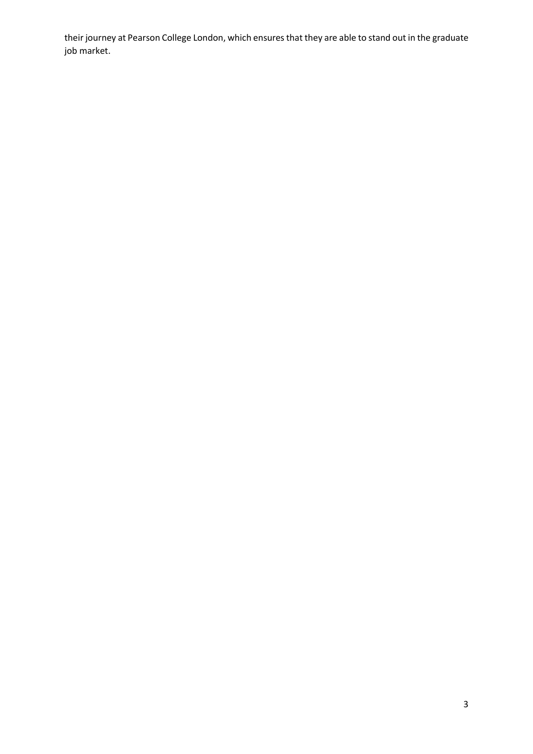their journey at Pearson College London, which ensures that they are able to stand out in the graduate job market.